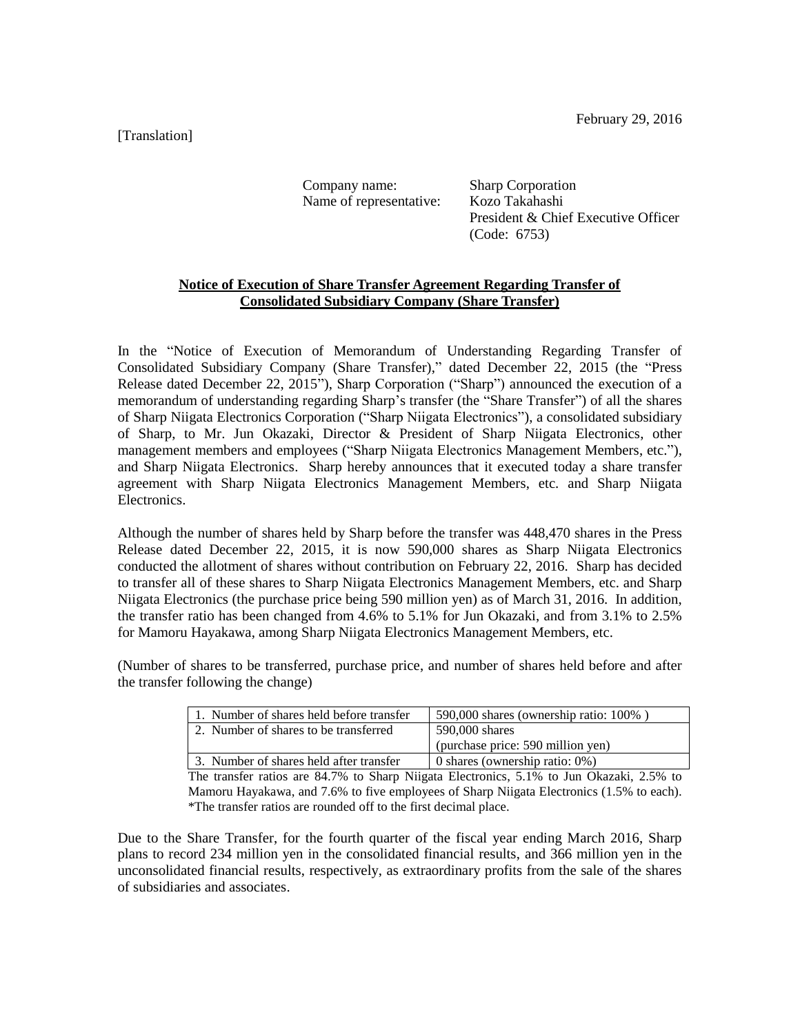February 29, 2016

[Translation]

Company name: Sharp Corporation
Name of representative: Kozo Takahashi
President & Chief Executive Officer
(Code: 6753)

**Notice of Execution of Share Transfer Agreement Regarding Transfer of Consolidated Subsidiary Company (Share Transfer)**

In the "Notice of Execution of Memorandum of Understanding Regarding Transfer of Consolidated Subsidiary Company (Share Transfer)," dated December 22, 2015 (the "Press Release dated December 22, 2015"), Sharp Corporation ("Sharp") announced the execution of a memorandum of understanding regarding Sharp's transfer (the "Share Transfer") of all the shares of Sharp Niigata Electronics Corporation ("Sharp Niigata Electronics"), a consolidated subsidiary of Sharp, to Mr. Jun Okazaki, Director & President of Sharp Niigata Electronics, other management members and employees ("Sharp Niigata Electronics Management Members, etc."), and Sharp Niigata Electronics. Sharp hereby announces that it executed today a share transfer agreement with Sharp Niigata Electronics Management Members, etc. and Sharp Niigata Electronics.

Although the number of shares held by Sharp before the transfer was 448,470 shares in the Press Release dated December 22, 2015, it is now 590,000 shares as Sharp Niigata Electronics conducted the allotment of shares without contribution on February 22, 2016. Sharp has decided to transfer all of these shares to Sharp Niigata Electronics Management Members, etc. and Sharp Niigata Electronics (the purchase price being 590 million yen) as of March 31, 2016. In addition, the transfer ratio has been changed from 4.6% to 5.1% for Jun Okazaki, and from 3.1% to 2.5% for Mamoru Hayakawa, among Sharp Niigata Electronics Management Members, etc.

(Number of shares to be transferred, purchase price, and number of shares held before and after the transfer following the change)

| | |
|---|---|
| 1. Number of shares held before transfer | 590,000 shares (ownership ratio: 100% ) |
| 2. Number of shares to be transferred | 590,000 shares<br>(purchase price: 590 million yen) |
| 3. Number of shares held after transfer | 0 shares (ownership ratio: 0%) |

The transfer ratios are 84.7% to Sharp Niigata Electronics, 5.1% to Jun Okazaki, 2.5% to Mamoru Hayakawa, and 7.6% to five employees of Sharp Niigata Electronics (1.5% to each).
*The transfer ratios are rounded off to the first decimal place.

Due to the Share Transfer, for the fourth quarter of the fiscal year ending March 2016, Sharp plans to record 234 million yen in the consolidated financial results, and 366 million yen in the unconsolidated financial results, respectively, as extraordinary profits from the sale of the shares of subsidiaries and associates.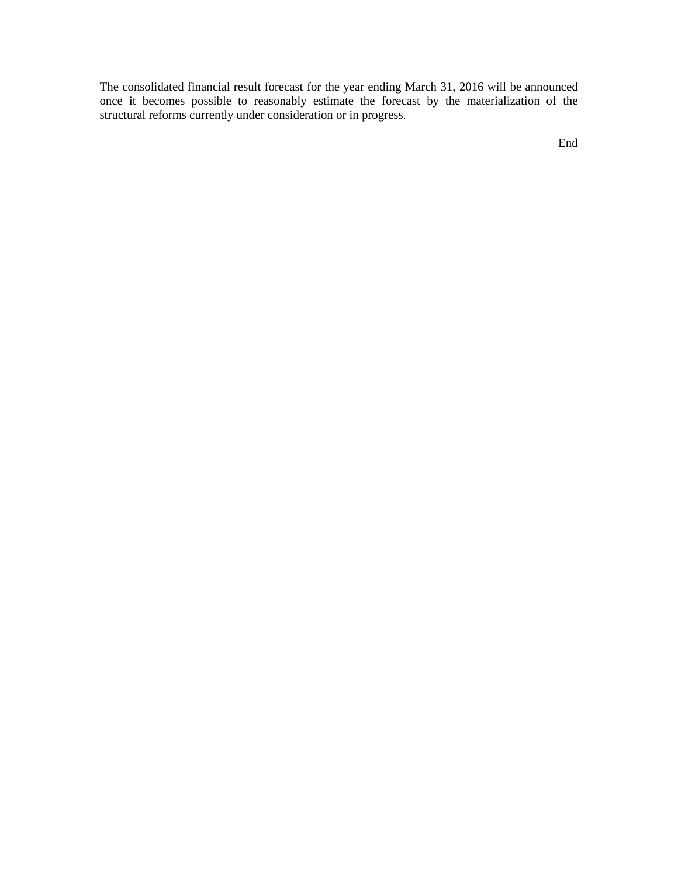The consolidated financial result forecast for the year ending March 31, 2016 will be announced once it becomes possible to reasonably estimate the forecast by the materialization of the structural reforms currently under consideration or in progress.

End